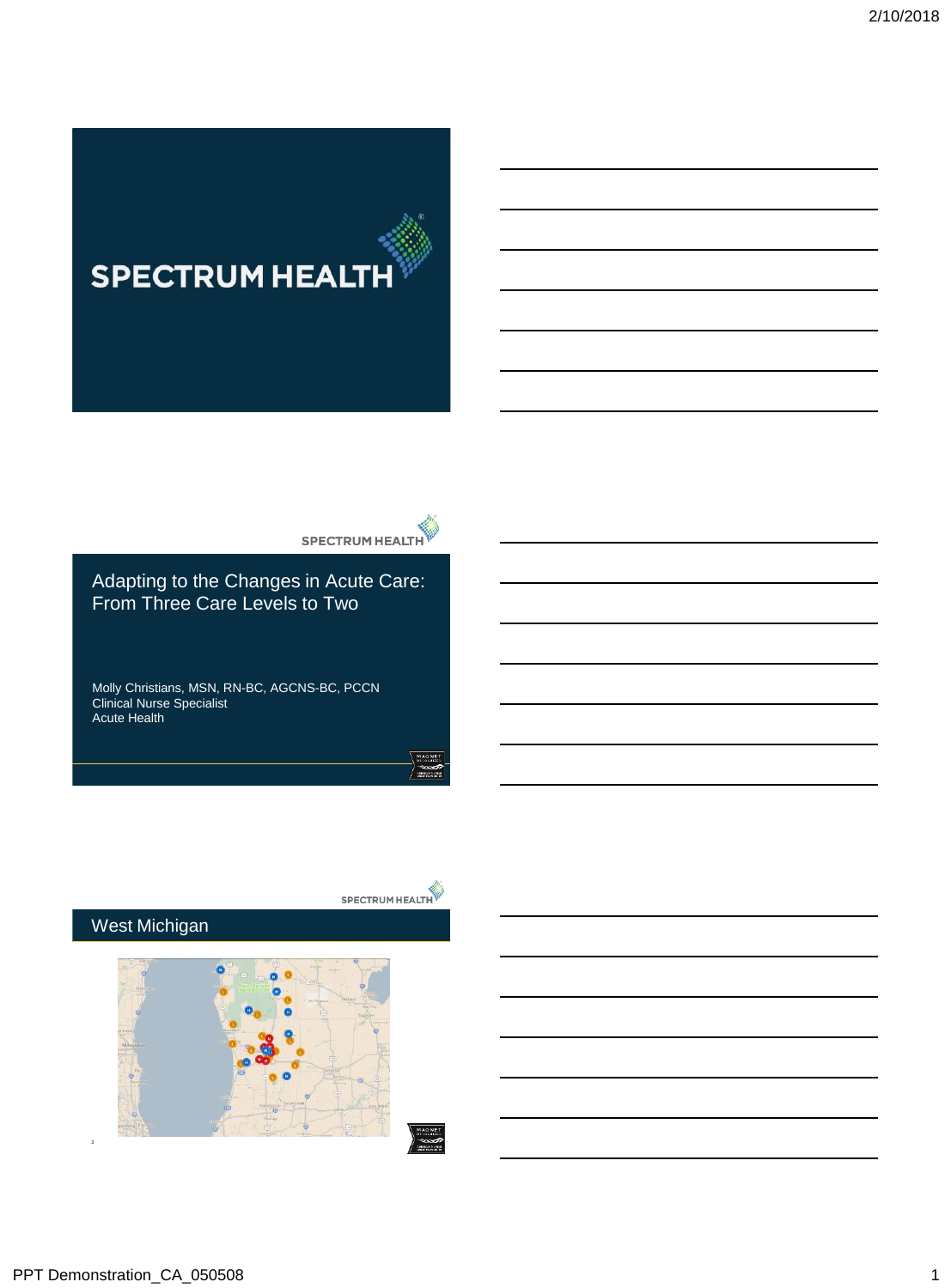SPECTRUM HEALTH

SPECTRUM HEALTH

## Adapting to the Changes in Acute Care: From Three Care Levels to Two

Molly Christians, MSN, RN-BC, AGCNS-BC, PCCN
Clinical Nurse Specialist
Acute Health

SPECTRUM HEALTH

## West Michigan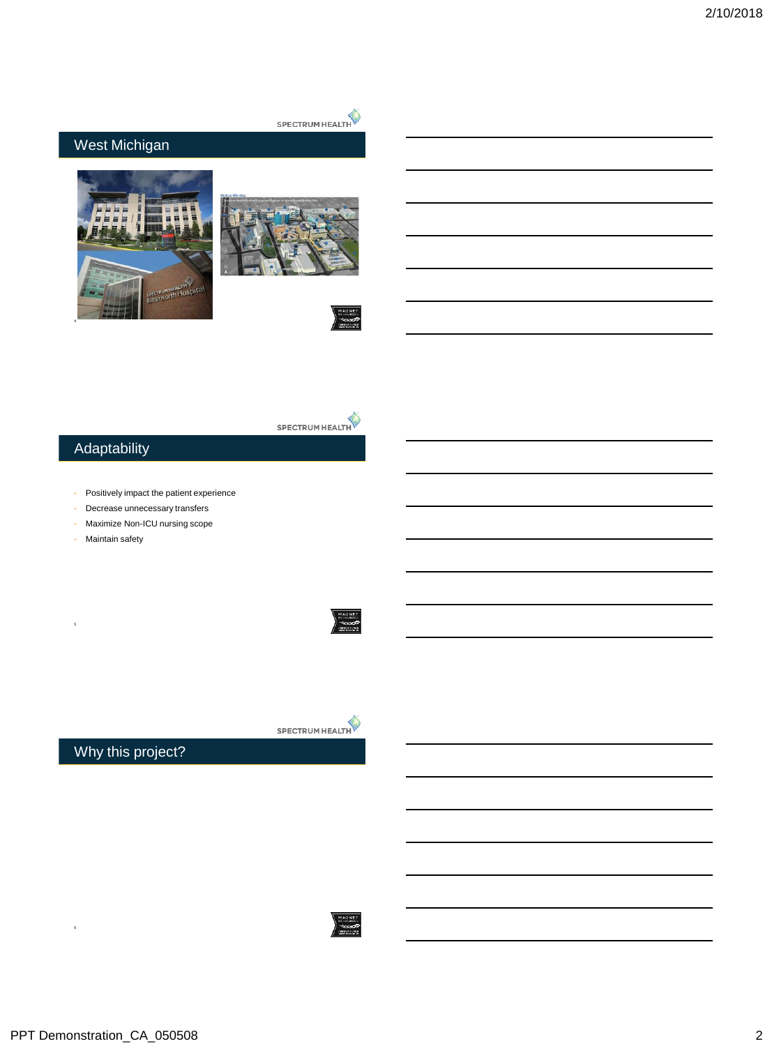## West Michigan

## Adaptability

- Positively impact the patient experience
- Decrease unnecessary transfers
- Maximize Non-ICU nursing scope
- Maintain safety

## Why this project?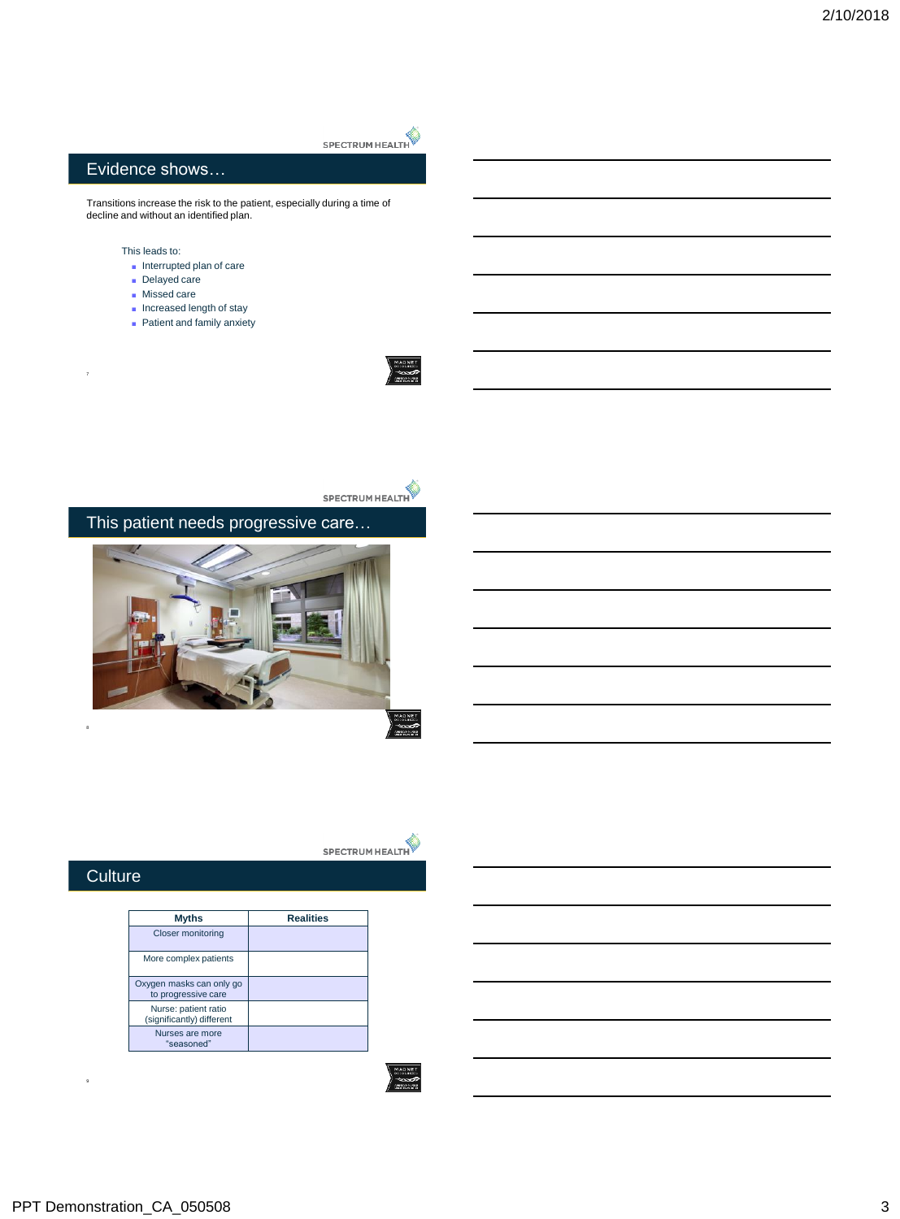## Evidence shows…

Transitions increase the risk to the patient, especially during a time of decline and without an identified plan.

This leads to:

- Interrupted plan of care
- Delayed care
- Missed care
- Increased length of stay
- Patient and family anxiety

## This patient needs progressive care…

## Culture

| Myths | Realities |
|---|---|
| Closer monitoring | |
| More complex patients | |
| Oxygen masks can only go to progressive care | |
| Nurse: patient ratio (significantly) different | |
| Nurses are more "seasoned" | |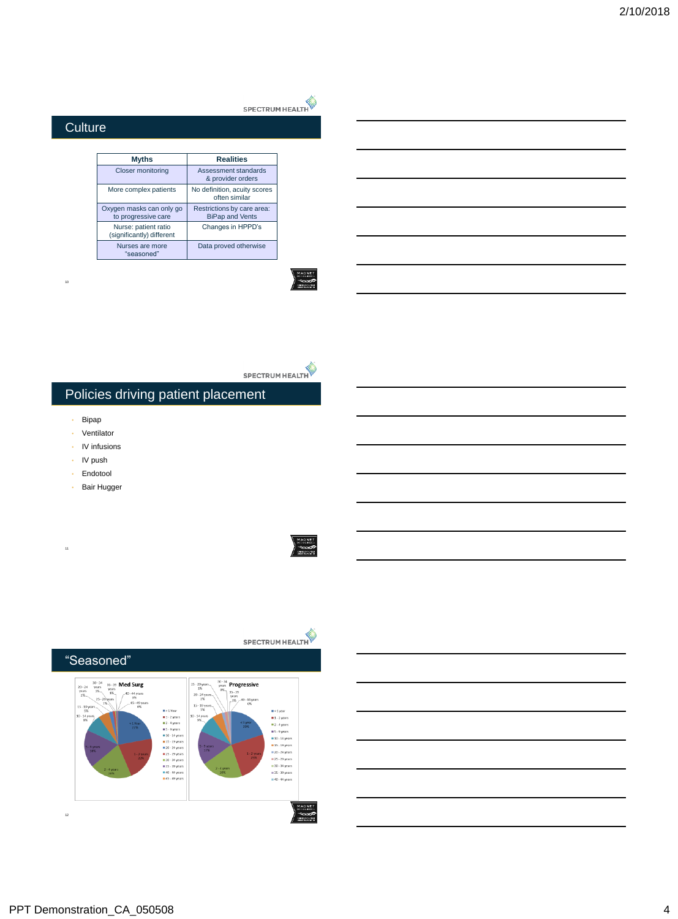## Culture

| Myths | Realities |
|---|---|
| Closer monitoring | Assessment standards & provider orders |
| More complex patients | No definition, acuity scores often similar |
| Oxygen masks can only go to progressive care | Restrictions by care area: BiPap and Vents |
| Nurse: patient ratio (significantly) different | Changes in HPPD's |
| Nurses are more "seasoned" | Data proved otherwise |

## Policies driving patient placement

- Bipap
- Ventilator
- IV infusions
- IV push
- Endotool
- Bair Hugger

## "Seasoned"

Med Surg

< 1 Year
1 - 2 years
2 - 4 years
5 - 9 years
10 - 14 years
15 - 19 years
20 - 24 years
25 - 29 years
30 - 34 years
35 - 39 years
40 - 44 years
45 - 49 years

Progressive

< 1 year
1 - 2 years
2 - 4 years
5 - 9 years
10 - 14 years
15 - 19 years
20 - 24 years
25 - 29 years
30 - 34 years
35 - 39 years
40 - 44 years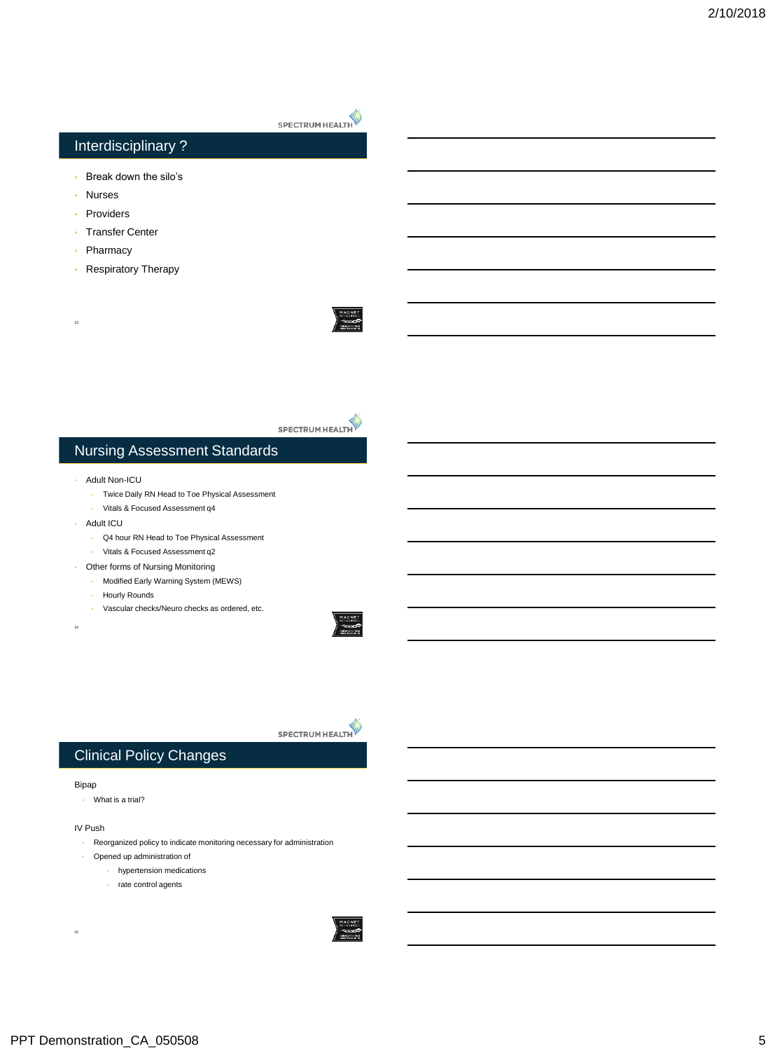## Interdisciplinary ?

- Break down the silo's
- Nurses
- Providers
- Transfer Center
- Pharmacy
- Respiratory Therapy

## Nursing Assessment Standards

- Adult Non-ICU
  - Twice Daily RN Head to Toe Physical Assessment
  - Vitals & Focused Assessment q4
- Adult ICU
  - Q4 hour RN Head to Toe Physical Assessment
  - Vitals & Focused Assessment q2
- Other forms of Nursing Monitoring
  - Modified Early Warning System (MEWS)
  - Hourly Rounds
  - Vascular checks/Neuro checks as ordered, etc.

## Clinical Policy Changes

Bipap

- What is a trial?

IV Push

- Reorganized policy to indicate monitoring necessary for administration
- Opened up administration of
  - hypertension medications
  - rate control agents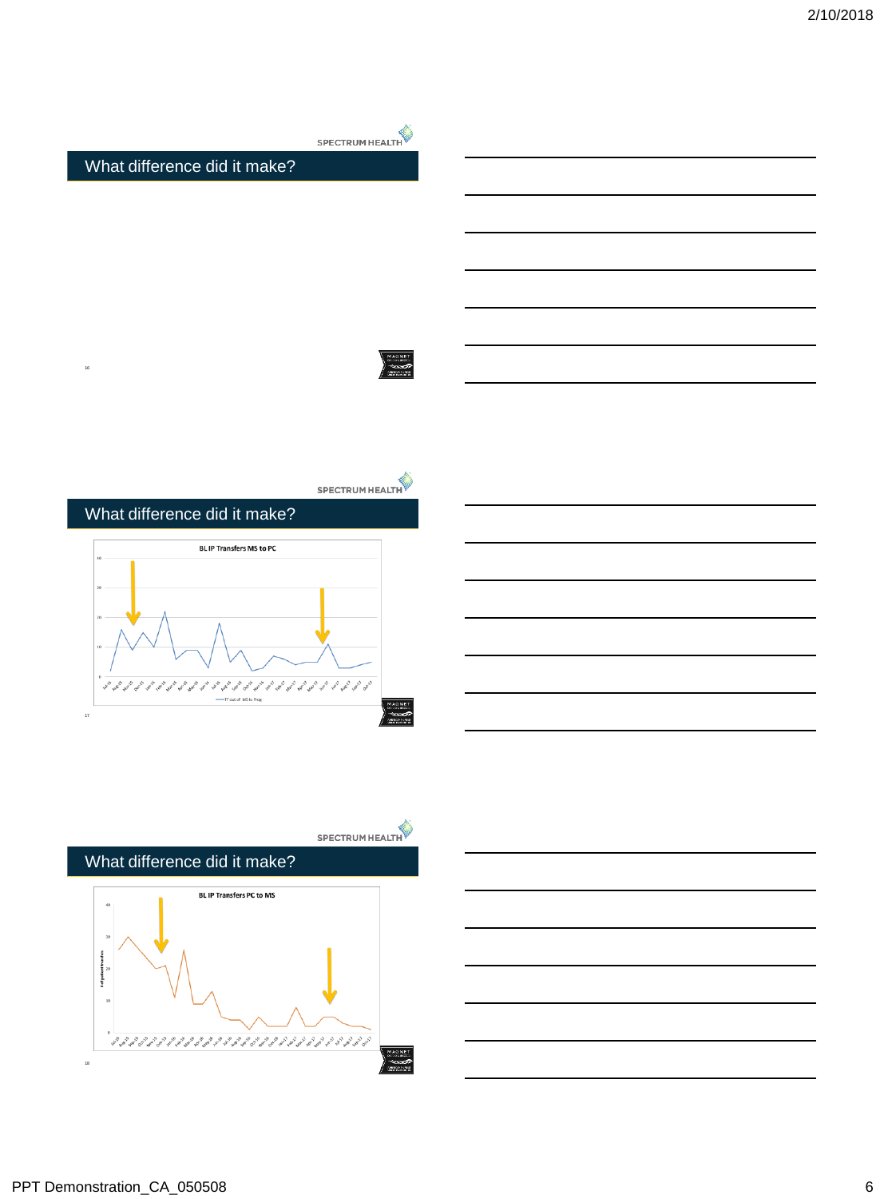## What difference did it make?

## What difference did it make?

BL IP Transfers MS to PC

40
30
20
10
0

IT out of MS to Prog

## What difference did it make?

BL IP Transfers PC to MS

40
30
20
10
0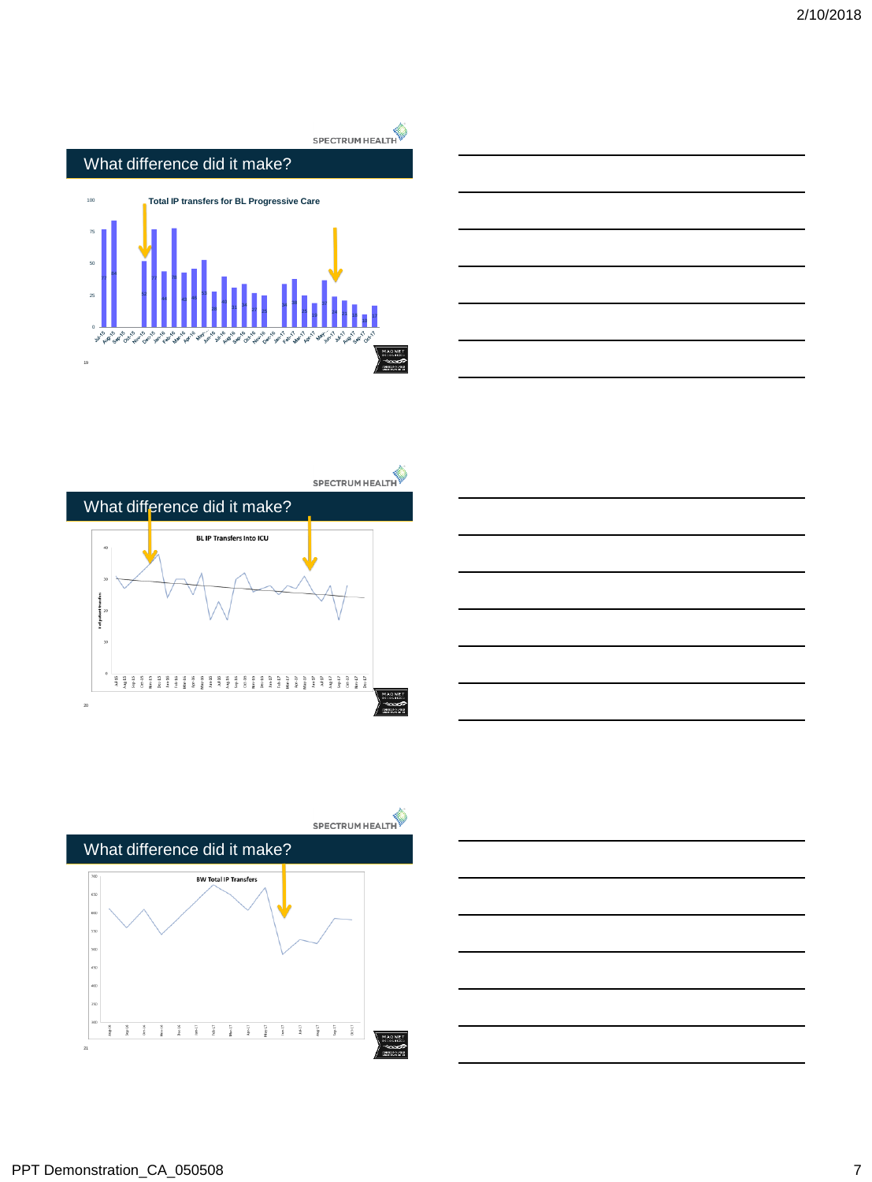SPECTRUM HEALTH

## What difference did it make?

Total IP transfers for BL Progressive Care

100
75
50
25
0

77 84 52 77 44 78 43 46 53 28 40 31 34 27 25 34 38 25 19 37 24 21 18 10 17

Jul-15 Aug-15 Sep-15 Oct-15 Nov-15 Dec-15 Jan-16 Feb-16 Mar-16 Apr-16 May-... Jun-16 Jul-16 Aug-16 Sep-16 Oct-16 Nov-16 Dec-16 Jan-17 Feb-17 Mar-17 Apr-17 May-... Jun-17 Jul-17 Aug-17 Sep-17 Oct-17

SPECTRUM HEALTH

## What difference did it make?

BL IP Transfers into ICU

40
30
20
10
0

Jul-15 Aug-15 Sep-15 Oct-15 Nov-15 Dec-15 Jan-16 Feb-16 Mar-16 Apr-16 May-16 Jun-16 Jul-16 Aug-16 Sep-16 Oct-16 Nov-16 Dec-16 Jan-17 Feb-17 Mar-17 Apr-17 May-17 Jun-17 Jul-17 Aug-17 Sep-17 Oct-17 Nov-17 Dec-17

SPECTRUM HEALTH

## What difference did it make?

BW Total IP Transfers

700
650
600
550
500
450
400
350
300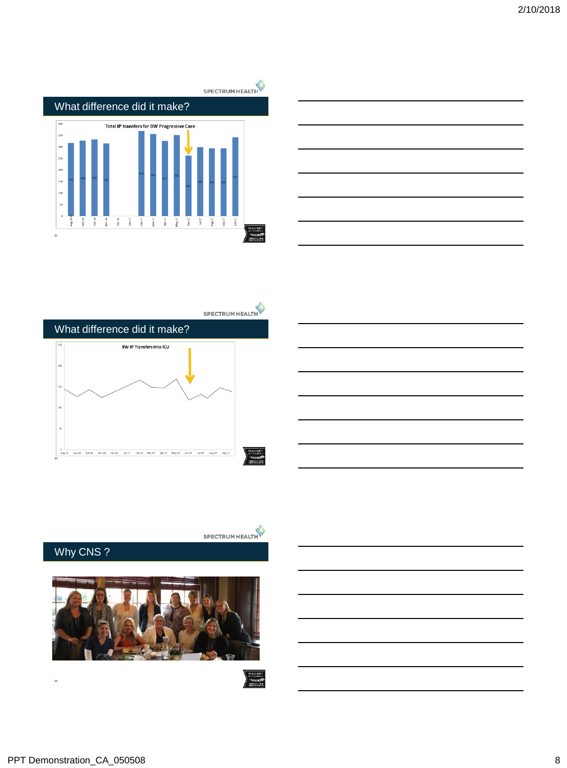SPECTRUM HEALTH

## What difference did it make?

Total IP transfers for BW Progressive Care

400
350
300
250
200
150
100
50
0

317 328 331 316 366 356 327 351 262 299 294 294 342

Aug-16 Sep-16 Oct-16 Nov-16 Dec-16 Jan-17 Feb-17 Mar-17 Apr-17 May-17 Jun-17 Jul-17 Aug-17 Sep-17 Oct-17

22

SPECTRUM HEALTH

## What difference did it make?

BW IP Transfers Into ICU

250
200
150
100
50
0

Aug 16 Sep 16 Oct 16 Nov 16 Dec 16 Jan 17 Feb 17 Mar 17 Apr 17 May 17 Jun 17 Jul 17 Aug 17 Sep 17

23

SPECTRUM HEALTH

## Why CNS ?

24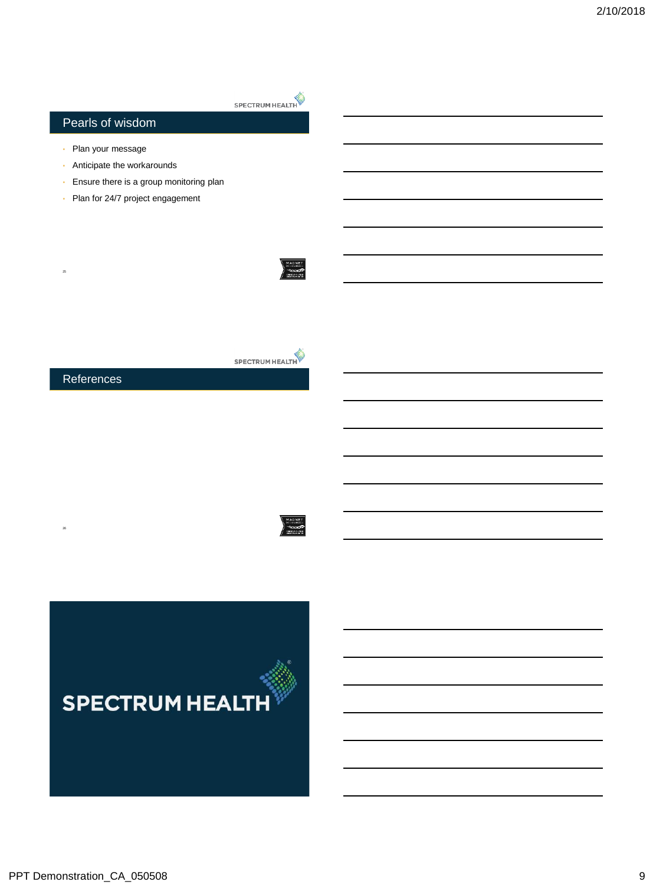## Pearls of wisdom

- Plan your message
- Anticipate the workarounds
- Ensure there is a group monitoring plan
- Plan for 24/7 project engagement

## References

SPECTRUM HEALTH